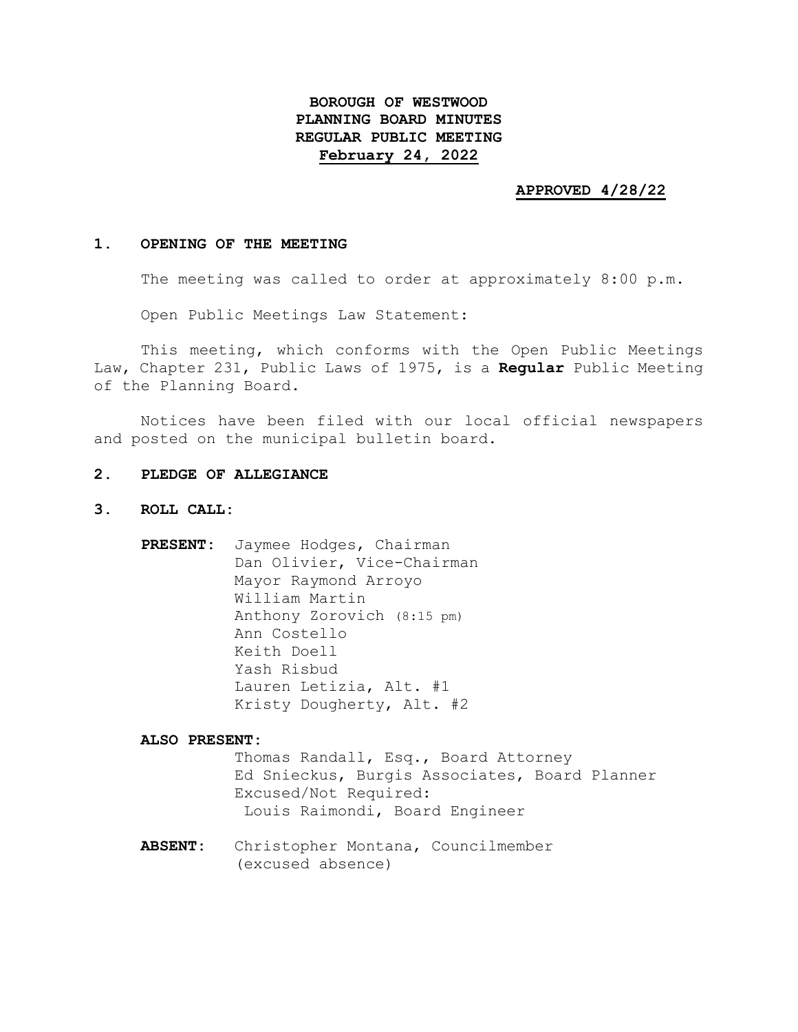# BOROUGH OF WESTWOOD
# PLANNING BOARD MINUTES
# REGULAR PUBLIC MEETING
# February 24, 2022

**APPROVED 4/28/22**

## 1. OPENING OF THE MEETING

The meeting was called to order at approximately 8:00 p.m.

Open Public Meetings Law Statement:

This meeting, which conforms with the Open Public Meetings Law, Chapter 231, Public Laws of 1975, is a **Regular** Public Meeting of the Planning Board.

Notices have been filed with our local official newspapers and posted on the municipal bulletin board.

## 2. PLEDGE OF ALLEGIANCE

## 3. ROLL CALL:

**PRESENT:**
- Jaymee Hodges, Chairman
- Dan Olivier, Vice-Chairman
- Mayor Raymond Arroyo
- William Martin
- Anthony Zorovich (8:15 pm)
- Ann Costello
- Keith Doell
- Yash Risbud
- Lauren Letizia, Alt. #1
- Kristy Dougherty, Alt. #2

**ALSO PRESENT:**
- Thomas Randall, Esq., Board Attorney
- Ed Snieckus, Burgis Associates, Board Planner
- Excused/Not Required:
  - Louis Raimondi, Board Engineer

**ABSENT:** Christopher Montana, Councilmember (excused absence)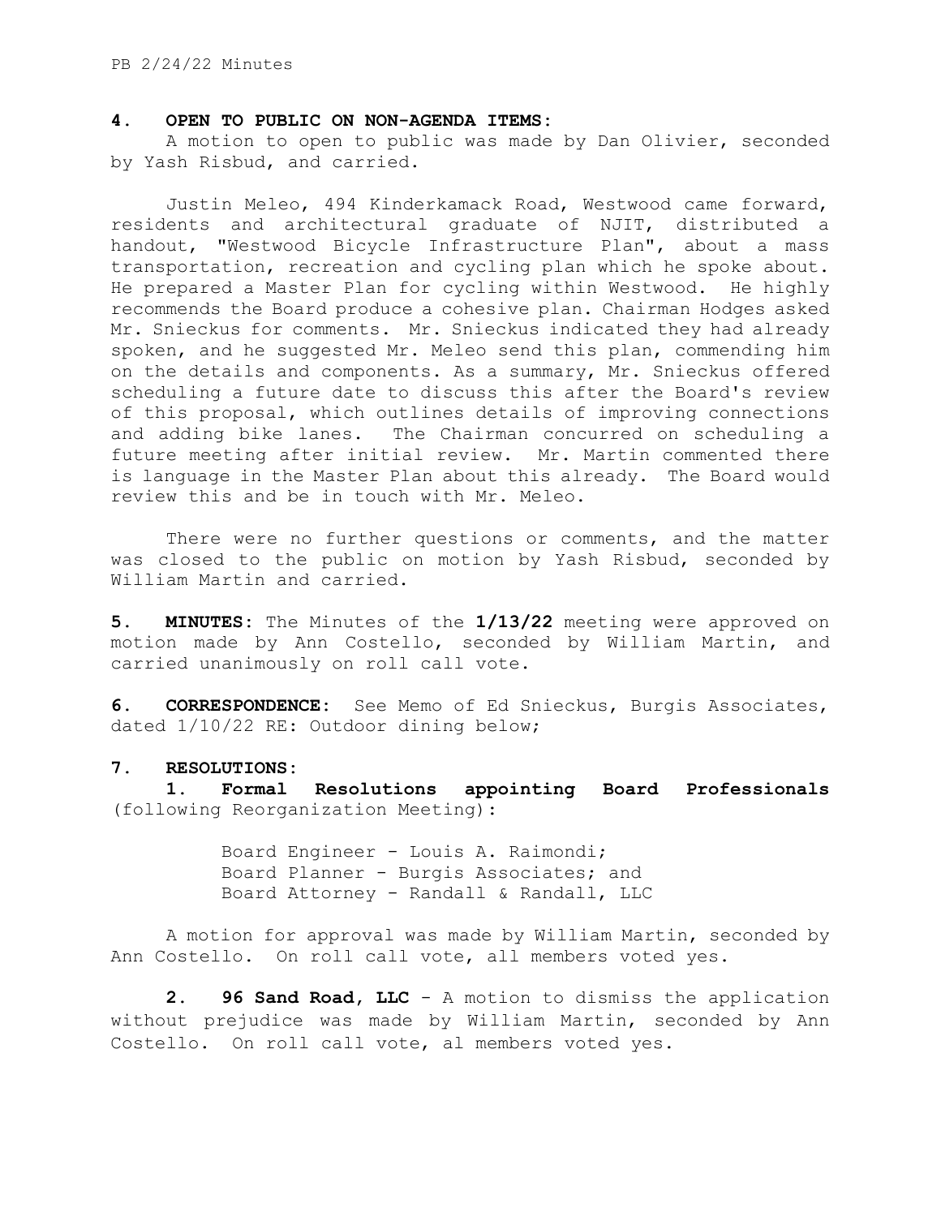**4. OPEN TO PUBLIC ON NON-AGENDA ITEMS:**

A motion to open to public was made by Dan Olivier, seconded by Yash Risbud, and carried.

Justin Meleo, 494 Kinderkamack Road, Westwood came forward, residents and architectural graduate of NJIT, distributed a handout, "Westwood Bicycle Infrastructure Plan", about a mass transportation, recreation and cycling plan which he spoke about. He prepared a Master Plan for cycling within Westwood. He highly recommends the Board produce a cohesive plan. Chairman Hodges asked Mr. Snieckus for comments. Mr. Snieckus indicated they had already spoken, and he suggested Mr. Meleo send this plan, commending him on the details and components. As a summary, Mr. Snieckus offered scheduling a future date to discuss this after the Board's review of this proposal, which outlines details of improving connections and adding bike lanes. The Chairman concurred on scheduling a future meeting after initial review. Mr. Martin commented there is language in the Master Plan about this already. The Board would review this and be in touch with Mr. Meleo.

There were no further questions or comments, and the matter was closed to the public on motion by Yash Risbud, seconded by William Martin and carried.

**5. MINUTES:** The Minutes of the **1/13/22** meeting were approved on motion made by Ann Costello, seconded by William Martin, and carried unanimously on roll call vote.

**6. CORRESPONDENCE:** See Memo of Ed Snieckus, Burgis Associates, dated 1/10/22 RE: Outdoor dining below;

**7. RESOLUTIONS:**

**1. Formal Resolutions appointing Board Professionals** (following Reorganization Meeting):

Board Engineer - Louis A. Raimondi;
Board Planner - Burgis Associates; and
Board Attorney - Randall & Randall, LLC

A motion for approval was made by William Martin, seconded by Ann Costello. On roll call vote, all members voted yes.

**2. 96 Sand Road, LLC** - A motion to dismiss the application without prejudice was made by William Martin, seconded by Ann Costello. On roll call vote, al members voted yes.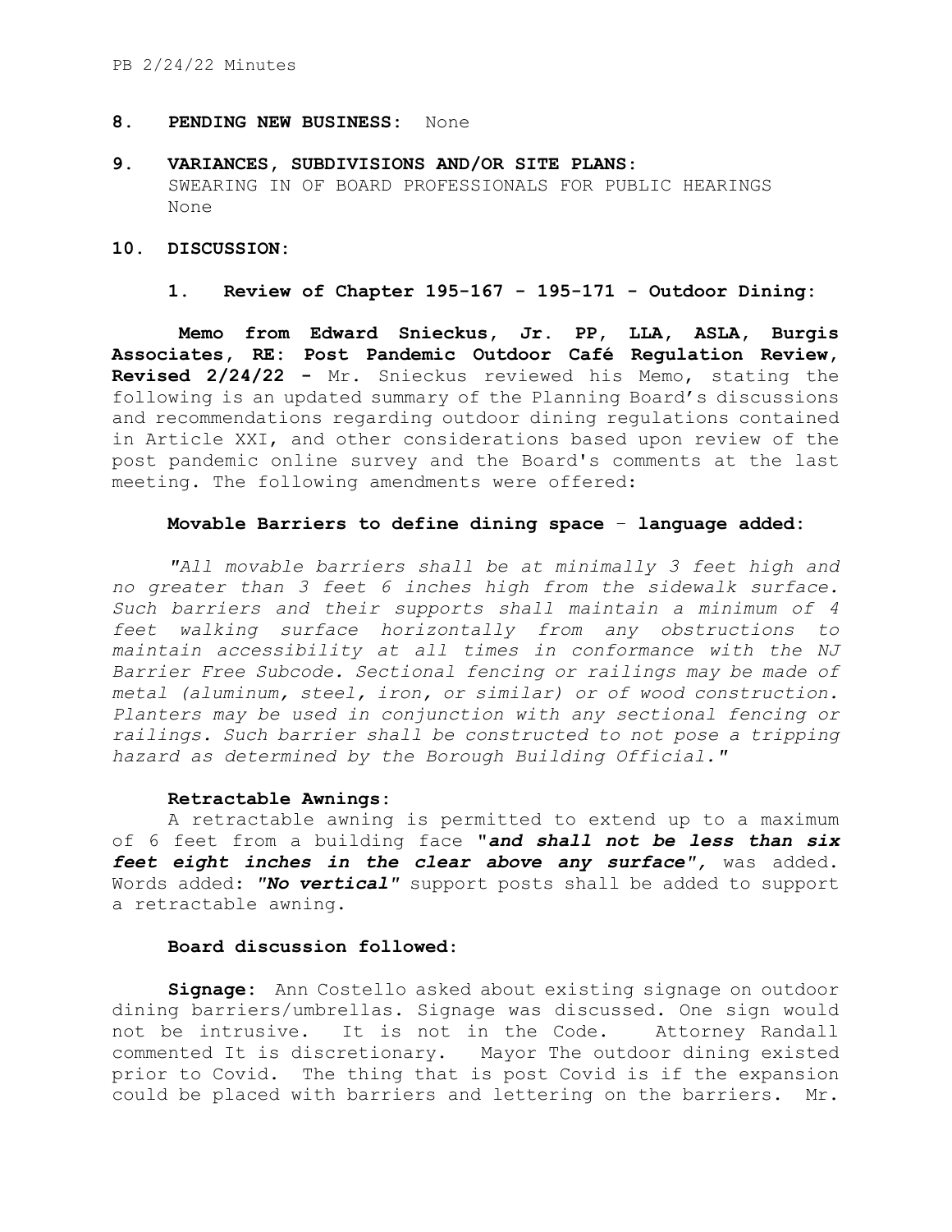**8. PENDING NEW BUSINESS:** None

**9. VARIANCES, SUBDIVISIONS AND/OR SITE PLANS:**
SWEARING IN OF BOARD PROFESSIONALS FOR PUBLIC HEARINGS
None

**10. DISCUSSION:**

**1. Review of Chapter 195-167 - 195-171 - Outdoor Dining:**

**Memo from Edward Snieckus, Jr. PP, LLA, ASLA, Burgis Associates, RE: Post Pandemic Outdoor Café Regulation Review, Revised 2/24/22 -** Mr. Snieckus reviewed his Memo, stating the following is an updated summary of the Planning Board's discussions and recommendations regarding outdoor dining regulations contained in Article XXI, and other considerations based upon review of the post pandemic online survey and the Board's comments at the last meeting. The following amendments were offered:

**Movable Barriers to define dining space – language added:**

*"All movable barriers shall be at minimally 3 feet high and no greater than 3 feet 6 inches high from the sidewalk surface. Such barriers and their supports shall maintain a minimum of 4 feet walking surface horizontally from any obstructions to maintain accessibility at all times in conformance with the NJ Barrier Free Subcode. Sectional fencing or railings may be made of metal (aluminum, steel, iron, or similar) or of wood construction. Planters may be used in conjunction with any sectional fencing or railings. Such barrier shall be constructed to not pose a tripping hazard as determined by the Borough Building Official."*

**Retractable Awnings:**

A retractable awning is permitted to extend up to a maximum of 6 feet from a building face "***and shall not be less than six feet eight inches in the clear above any surface***", was added. Words added: *"**No vertical**"* support posts shall be added to support a retractable awning.

**Board discussion followed:**

**Signage:** Ann Costello asked about existing signage on outdoor dining barriers/umbrellas. Signage was discussed. One sign would not be intrusive. It is not in the Code. Attorney Randall commented It is discretionary. Mayor The outdoor dining existed prior to Covid. The thing that is post Covid is if the expansion could be placed with barriers and lettering on the barriers. Mr.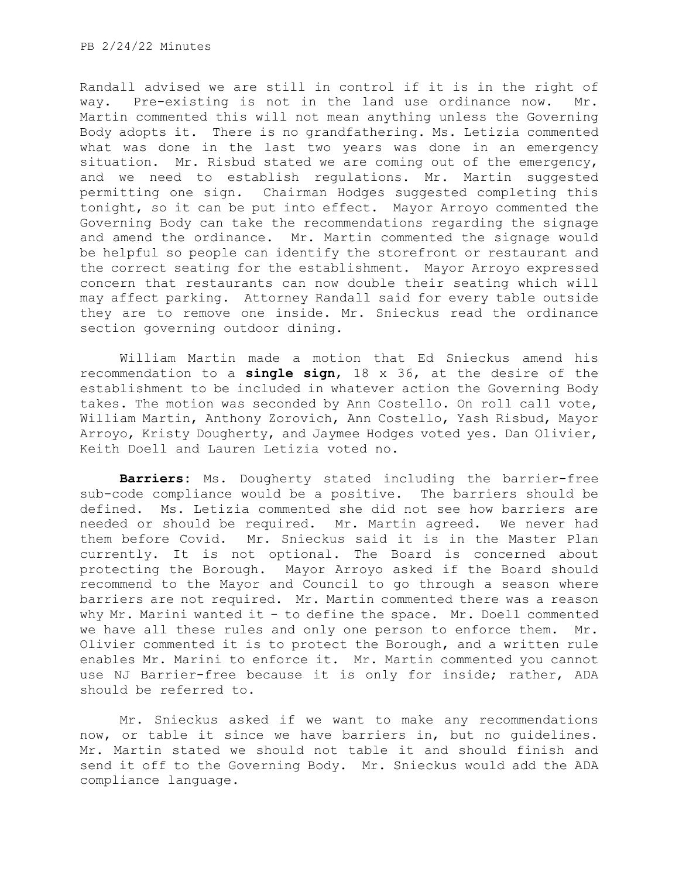Randall advised we are still in control if it is in the right of way. Pre-existing is not in the land use ordinance now. Mr. Martin commented this will not mean anything unless the Governing Body adopts it. There is no grandfathering. Ms. Letizia commented what was done in the last two years was done in an emergency situation. Mr. Risbud stated we are coming out of the emergency, and we need to establish regulations. Mr. Martin suggested permitting one sign. Chairman Hodges suggested completing this tonight, so it can be put into effect. Mayor Arroyo commented the Governing Body can take the recommendations regarding the signage and amend the ordinance. Mr. Martin commented the signage would be helpful so people can identify the storefront or restaurant and the correct seating for the establishment. Mayor Arroyo expressed concern that restaurants can now double their seating which will may affect parking. Attorney Randall said for every table outside they are to remove one inside. Mr. Snieckus read the ordinance section governing outdoor dining.

William Martin made a motion that Ed Snieckus amend his recommendation to a **single sign**, 18 x 36, at the desire of the establishment to be included in whatever action the Governing Body takes. The motion was seconded by Ann Costello. On roll call vote, William Martin, Anthony Zorovich, Ann Costello, Yash Risbud, Mayor Arroyo, Kristy Dougherty, and Jaymee Hodges voted yes. Dan Olivier, Keith Doell and Lauren Letizia voted no.

**Barriers:** Ms. Dougherty stated including the barrier-free sub-code compliance would be a positive. The barriers should be defined. Ms. Letizia commented she did not see how barriers are needed or should be required. Mr. Martin agreed. We never had them before Covid. Mr. Snieckus said it is in the Master Plan currently. It is not optional. The Board is concerned about protecting the Borough. Mayor Arroyo asked if the Board should recommend to the Mayor and Council to go through a season where barriers are not required. Mr. Martin commented there was a reason why Mr. Marini wanted it - to define the space. Mr. Doell commented we have all these rules and only one person to enforce them. Mr. Olivier commented it is to protect the Borough, and a written rule enables Mr. Marini to enforce it. Mr. Martin commented you cannot use NJ Barrier-free because it is only for inside; rather, ADA should be referred to.

Mr. Snieckus asked if we want to make any recommendations now, or table it since we have barriers in, but no guidelines. Mr. Martin stated we should not table it and should finish and send it off to the Governing Body. Mr. Snieckus would add the ADA compliance language.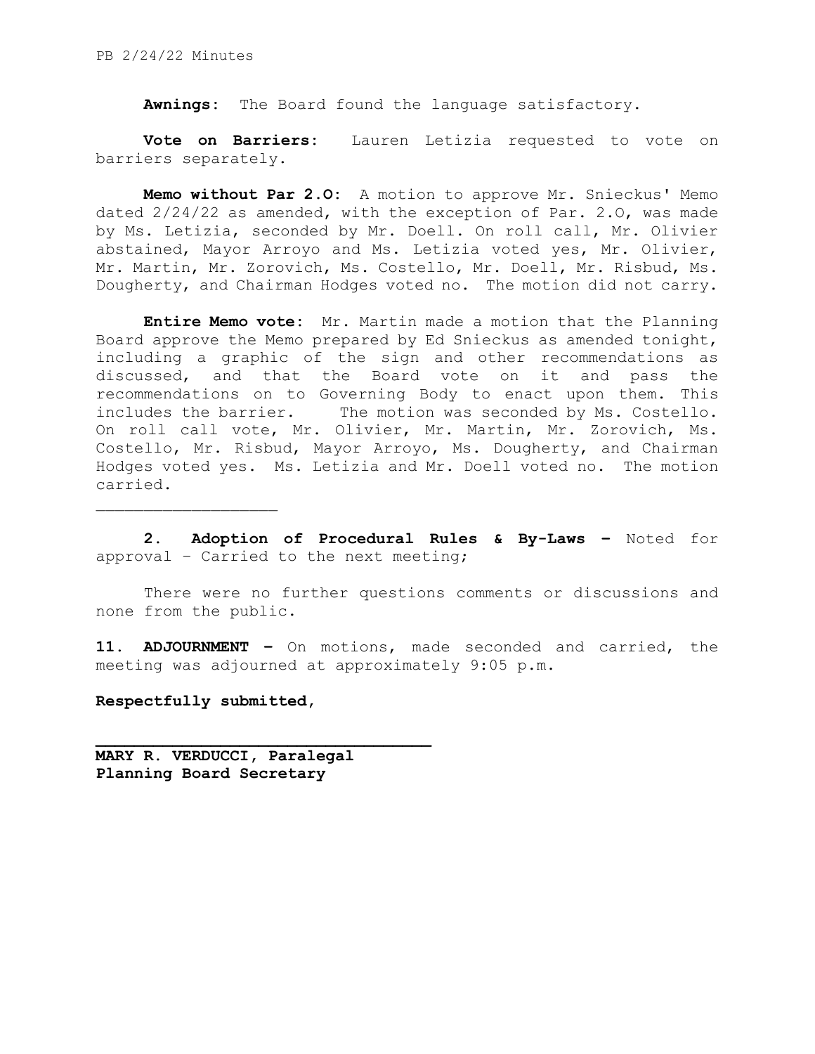**Awnings:** The Board found the language satisfactory.

**Vote on Barriers:** Lauren Letizia requested to vote on barriers separately.

**Memo without Par 2.O:** A motion to approve Mr. Snieckus' Memo dated 2/24/22 as amended, with the exception of Par. 2.O, was made by Ms. Letizia, seconded by Mr. Doell. On roll call, Mr. Olivier abstained, Mayor Arroyo and Ms. Letizia voted yes, Mr. Olivier, Mr. Martin, Mr. Zorovich, Ms. Costello, Mr. Doell, Mr. Risbud, Ms. Dougherty, and Chairman Hodges voted no. The motion did not carry.

**Entire Memo vote:** Mr. Martin made a motion that the Planning Board approve the Memo prepared by Ed Snieckus as amended tonight, including a graphic of the sign and other recommendations as discussed, and that the Board vote on it and pass the recommendations on to Governing Body to enact upon them. This includes the barrier. The motion was seconded by Ms. Costello. On roll call vote, Mr. Olivier, Mr. Martin, Mr. Zorovich, Ms. Costello, Mr. Risbud, Mayor Arroyo, Ms. Dougherty, and Chairman Hodges voted yes. Ms. Letizia and Mr. Doell voted no. The motion carried.

___________________

**2. Adoption of Procedural Rules & By-Laws –** Noted for approval – Carried to the next meeting;

There were no further questions comments or discussions and none from the public.

**11. ADJOURNMENT –** On motions, made seconded and carried, the meeting was adjourned at approximately 9:05 p.m.

**Respectfully submitted,**

_________________________________

**MARY R. VERDUCCI, Paralegal**
**Planning Board Secretary**